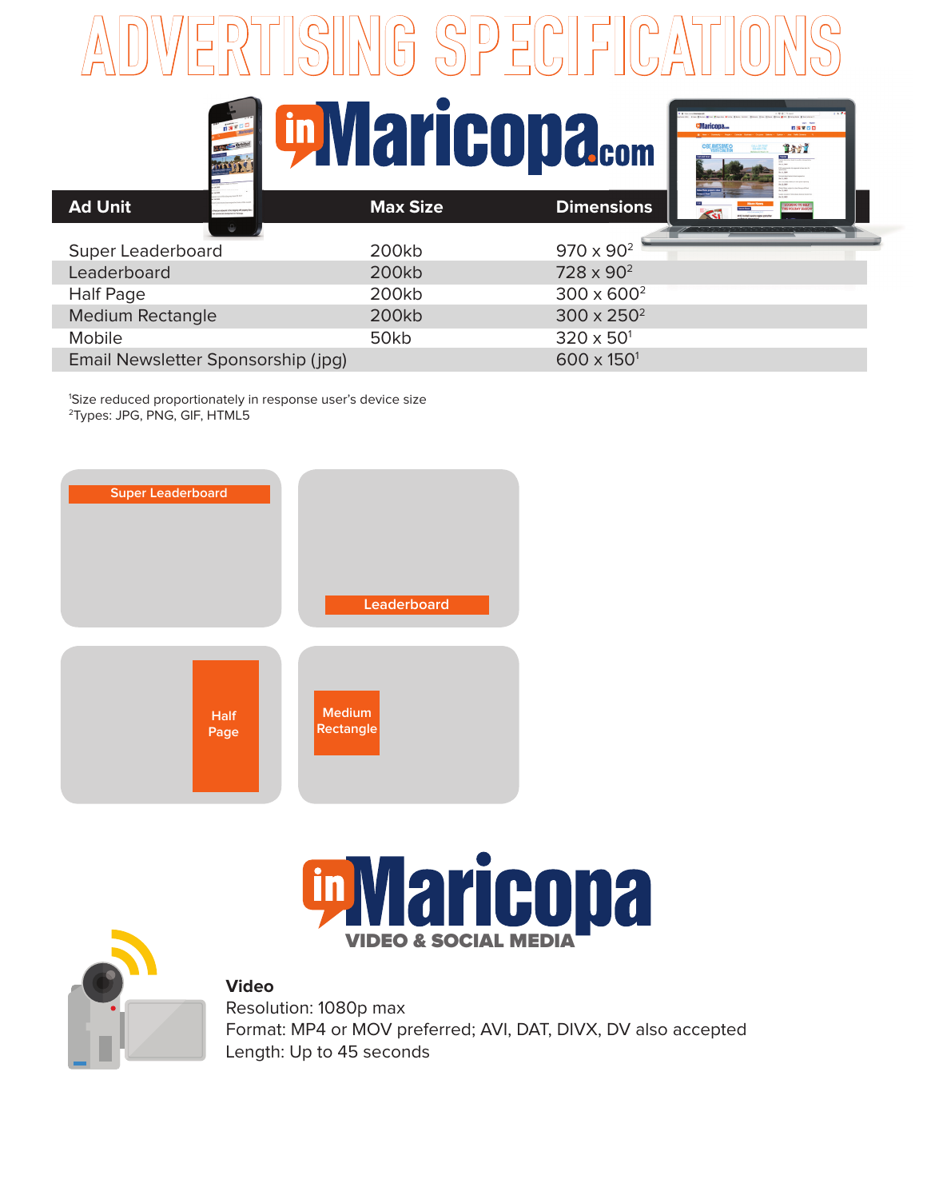# ADVERTISING SPECIFICATIONS

## inMaricopa.com

| Ad Unit | Max Size | Dimensions |
|---|---|---|
| Super Leaderboard | 200kb | 970 x 90[2] |
| Leaderboard | 200kb | 728 x 90[2] |
| Half Page | 200kb | 300 x 600[2] |
| Medium Rectangle | 200kb | 300 x 250[2] |
| Mobile | 50kb | 320 x 50[1] |
| Email Newsletter Sponsorship (jpg) | | 600 x 150[1] |

[1]Size reduced proportionately in response user's device size
[2]Types: JPG, PNG, GIF, HTML5

Super Leaderboard

Leaderboard

Half Page

Medium Rectangle

## inMaricopa VIDEO & SOCIAL MEDIA

**Video**
Resolution: 1080p max
Format: MP4 or MOV preferred; AVI, DAT, DIVX, DV also accepted
Length: Up to 45 seconds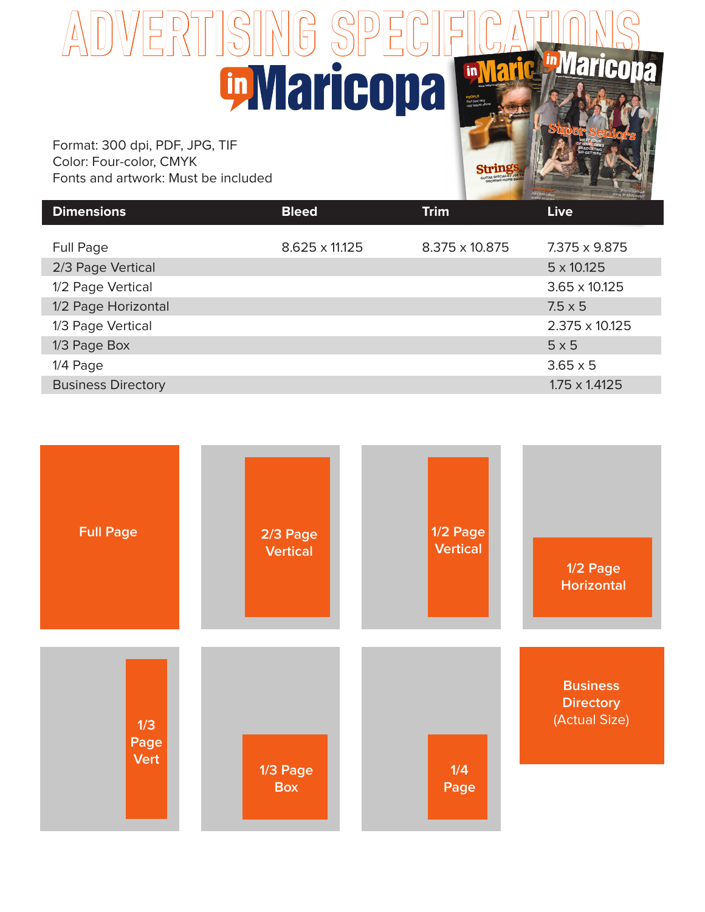# ADVERTISING SPECIFICATIONS

## inMaricopa

Format: 300 dpi, PDF, JPG, TIF
Color: Four-color, CMYK
Fonts and artwork: Must be included

| Dimensions | Bleed | Trim | Live |
|---|---|---|---|
| Full Page | 8.625 x 11.125 | 8.375 x 10.875 | 7.375 x 9.875 |
| 2/3 Page Vertical | | | 5 x 10.125 |
| 1/2 Page Vertical | | | 3.65 x 10.125 |
| 1/2 Page Horizontal | | | 7.5 x 5 |
| 1/3 Page Vertical | | | 2.375 x 10.125 |
| 1/3 Page Box | | | 5 x 5 |
| 1/4 Page | | | 3.65 x 5 |
| Business Directory | | | 1.75 x 1.4125 |

Full Page

2/3 Page Vertical

1/2 Page Vertical

1/2 Page Horizontal

1/3 Page Vert

1/3 Page Box

1/4 Page

Business Directory (Actual Size)